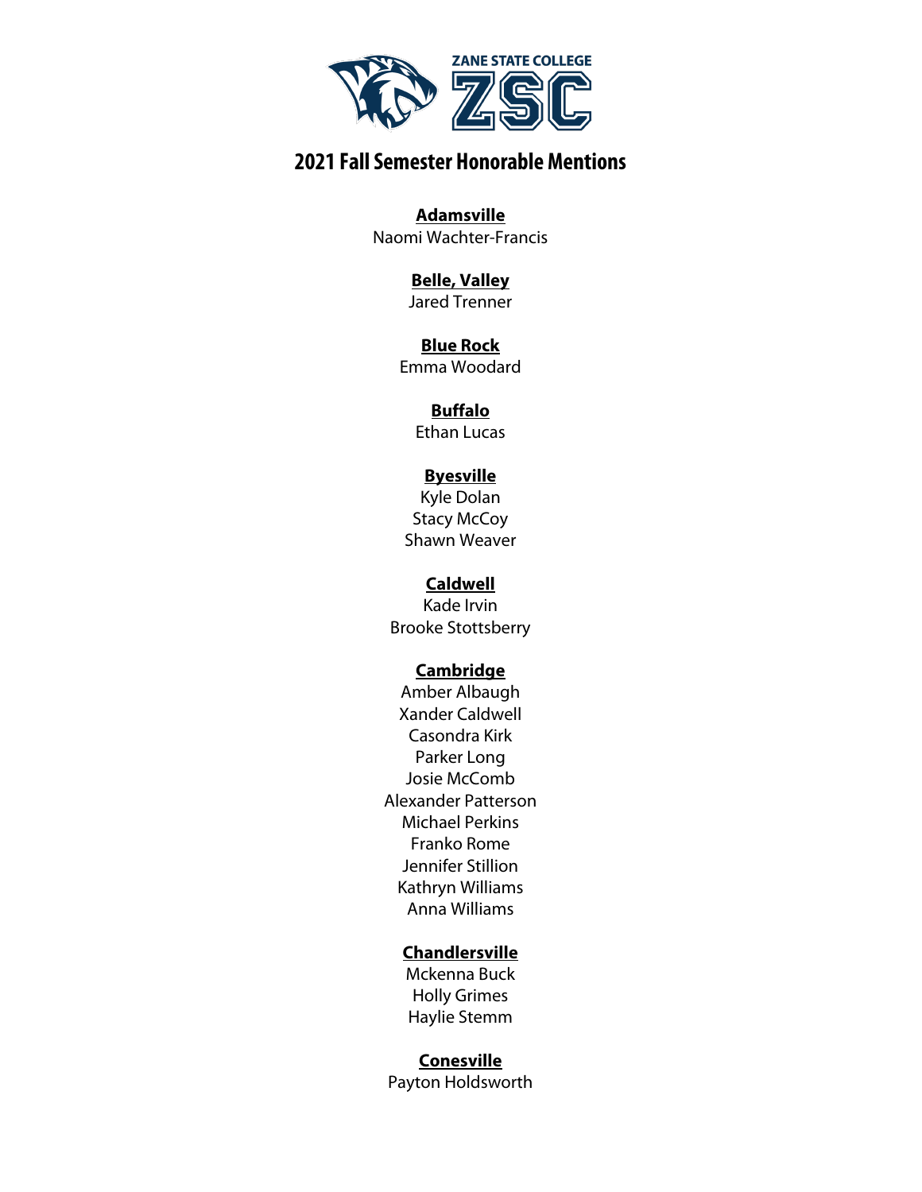ZANE STATE COLLEGE
ZSC

# 2021 Fall Semester Honorable Mentions

**Adamsville**
Naomi Wachter-Francis

**Belle, Valley**
Jared Trenner

**Blue Rock**
Emma Woodard

**Buffalo**
Ethan Lucas

**Byesville**
Kyle Dolan
Stacy McCoy
Shawn Weaver

**Caldwell**
Kade Irvin
Brooke Stottsberry

**Cambridge**
Amber Albaugh
Xander Caldwell
Casondra Kirk
Parker Long
Josie McComb
Alexander Patterson
Michael Perkins
Franko Rome
Jennifer Stillion
Kathryn Williams
Anna Williams

**Chandlersville**
Mckenna Buck
Holly Grimes
Haylie Stemm

**Conesville**
Payton Holdsworth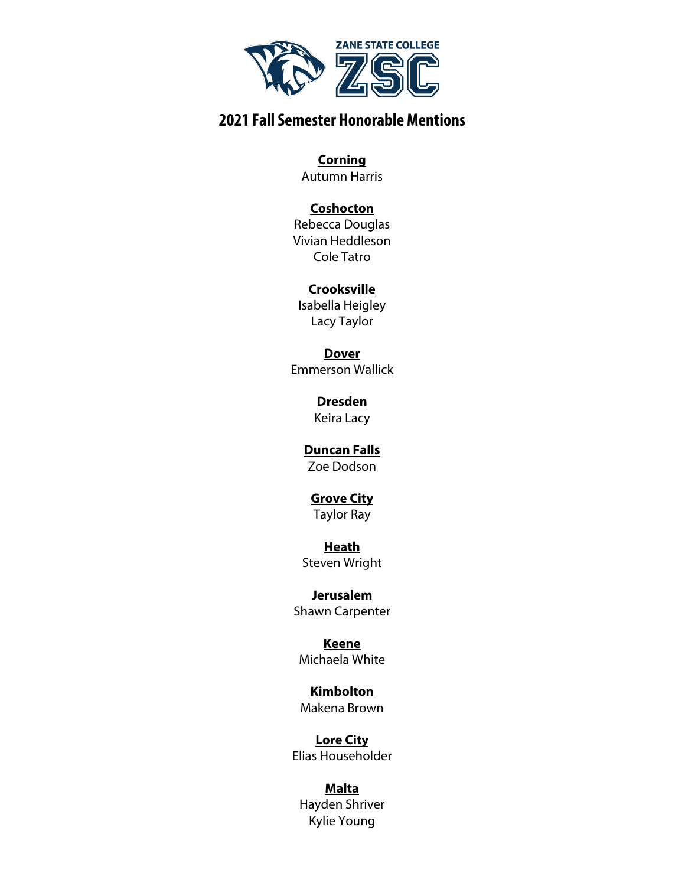ZANE STATE COLLEGE

ZSC

# 2021 Fall Semester Honorable Mentions

**Corning**
Autumn Harris

**Coshocton**
Rebecca Douglas
Vivian Heddleson
Cole Tatro

**Crooksville**
Isabella Heigley
Lacy Taylor

**Dover**
Emmerson Wallick

**Dresden**
Keira Lacy

**Duncan Falls**
Zoe Dodson

**Grove City**
Taylor Ray

**Heath**
Steven Wright

**Jerusalem**
Shawn Carpenter

**Keene**
Michaela White

**Kimbolton**
Makena Brown

**Lore City**
Elias Householder

**Malta**
Hayden Shriver
Kylie Young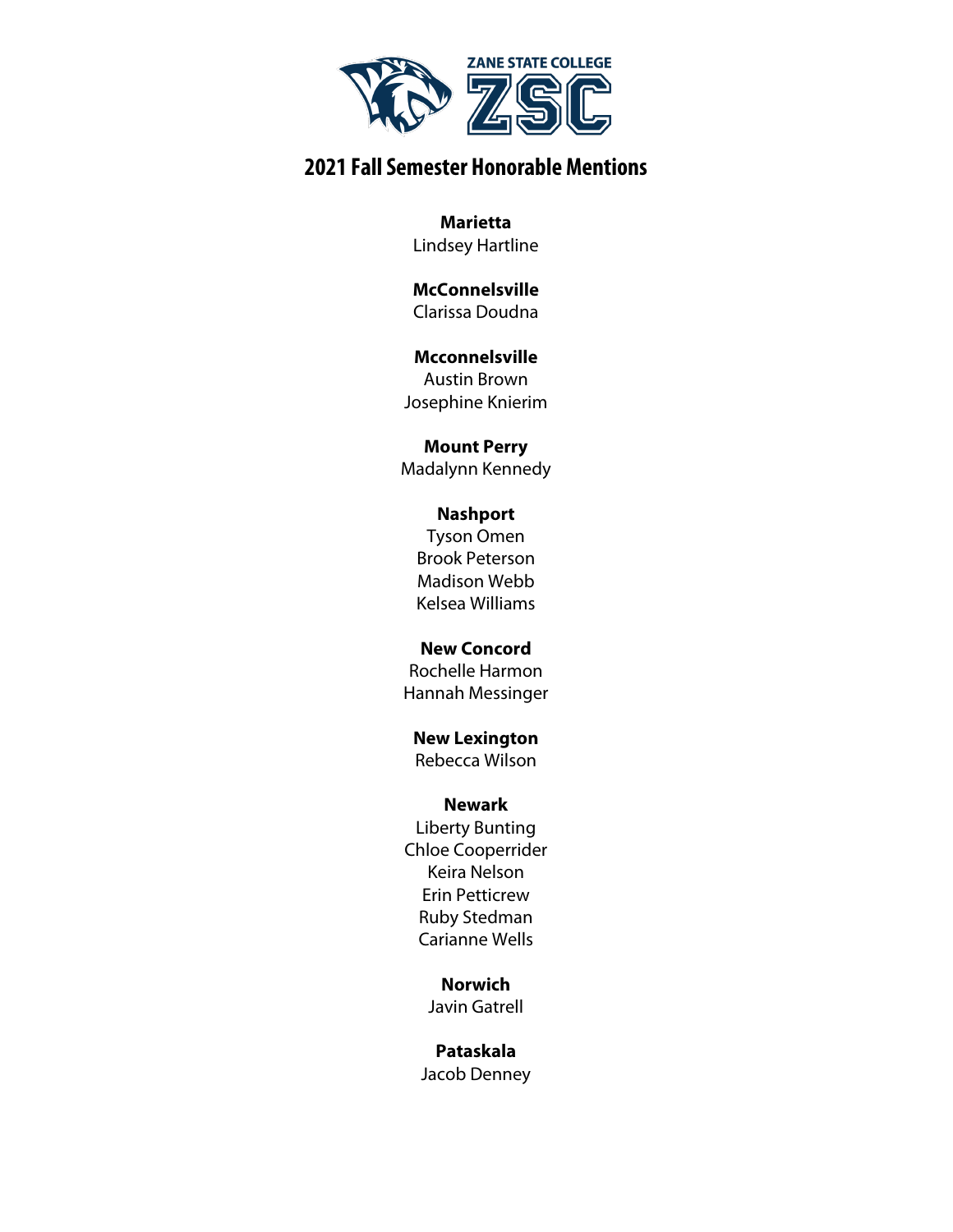# 2021 Fall Semester Honorable Mentions

**Marietta**
Lindsey Hartline

**McConnelsville**
Clarissa Doudna

**Mcconnelsville**
Austin Brown
Josephine Knierim

**Mount Perry**
Madalynn Kennedy

**Nashport**
Tyson Omen
Brook Peterson
Madison Webb
Kelsea Williams

**New Concord**
Rochelle Harmon
Hannah Messinger

**New Lexington**
Rebecca Wilson

**Newark**
Liberty Bunting
Chloe Cooperrider
Keira Nelson
Erin Petticrew
Ruby Stedman
Carianne Wells

**Norwich**
Javin Gatrell

**Pataskala**
Jacob Denney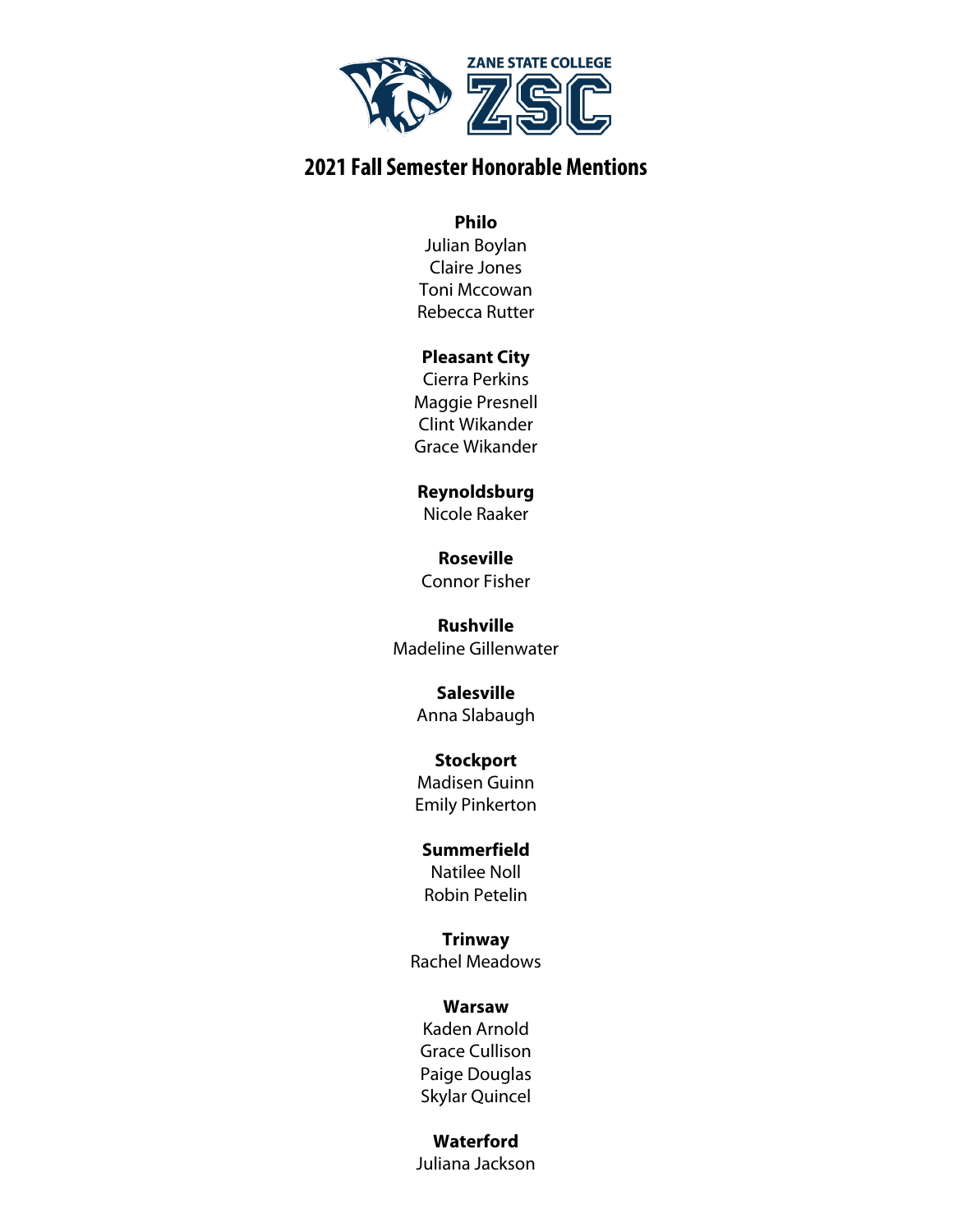ZANE STATE COLLEGE
ZSC

# 2021 Fall Semester Honorable Mentions

**Philo**
Julian Boylan
Claire Jones
Toni Mccowan
Rebecca Rutter

**Pleasant City**
Cierra Perkins
Maggie Presnell
Clint Wikander
Grace Wikander

**Reynoldsburg**
Nicole Raaker

**Roseville**
Connor Fisher

**Rushville**
Madeline Gillenwater

**Salesville**
Anna Slabaugh

**Stockport**
Madisen Guinn
Emily Pinkerton

**Summerfield**
Natilee Noll
Robin Petelin

**Trinway**
Rachel Meadows

**Warsaw**
Kaden Arnold
Grace Cullison
Paige Douglas
Skylar Quincel

**Waterford**
Juliana Jackson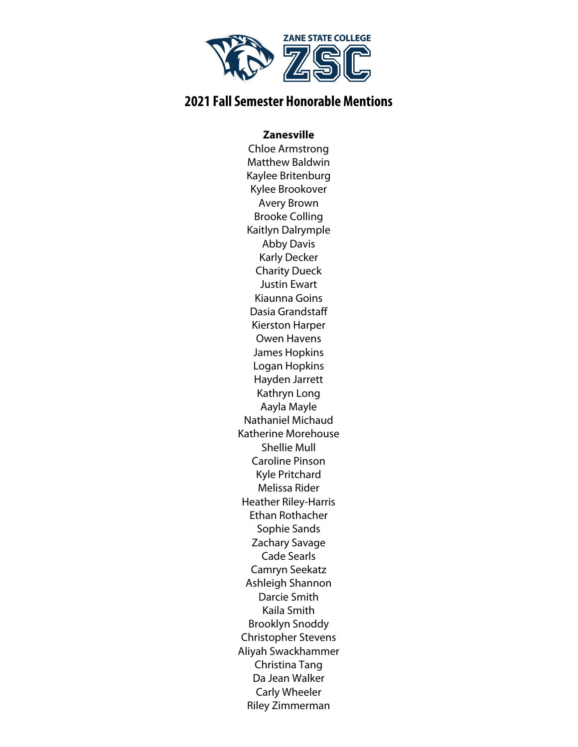ZANE STATE COLLEGE ZSC

# 2021 Fall Semester Honorable Mentions

**Zanesville**

Chloe Armstrong
Matthew Baldwin
Kaylee Britenburg
Kylee Brookover
Avery Brown
Brooke Colling
Kaitlyn Dalrymple
Abby Davis
Karly Decker
Charity Dueck
Justin Ewart
Kiaunna Goins
Dasia Grandstaff
Kierston Harper
Owen Havens
James Hopkins
Logan Hopkins
Hayden Jarrett
Kathryn Long
Aayla Mayle
Nathaniel Michaud
Katherine Morehouse
Shellie Mull
Caroline Pinson
Kyle Pritchard
Melissa Rider
Heather Riley-Harris
Ethan Rothacher
Sophie Sands
Zachary Savage
Cade Searls
Camryn Seekatz
Ashleigh Shannon
Darcie Smith
Kaila Smith
Brooklyn Snoddy
Christopher Stevens
Aliyah Swackhammer
Christina Tang
Da Jean Walker
Carly Wheeler
Riley Zimmerman